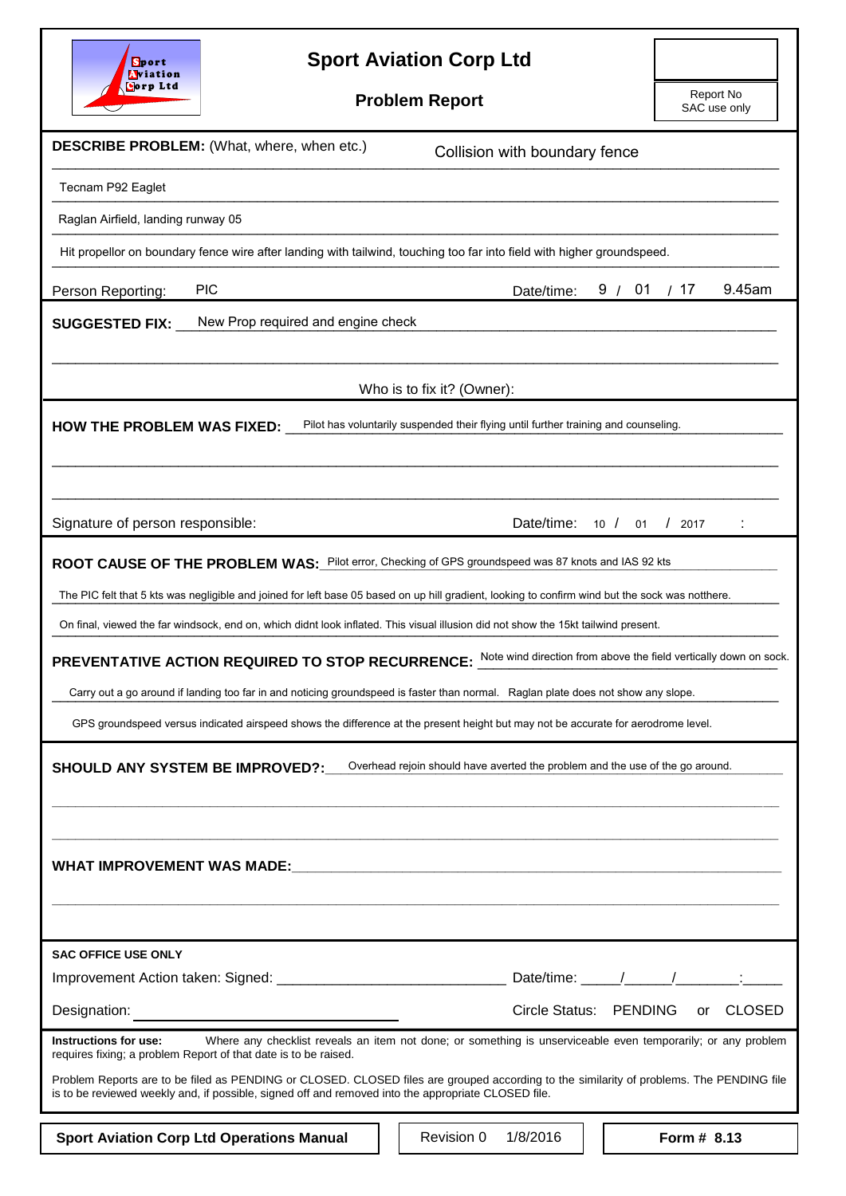# Sport Aviation Corp Ltd

## Problem Report

Report No
SAC use only

**DESCRIBE PROBLEM:** (What, where, when etc.) Collision with boundary fence

Tecnam P92 Eaglet

Raglan Airfield, landing runway 05

Hit propellor on boundary fence wire after landing with tailwind, touching too far into field with higher groundspeed.

Person Reporting: PIC Date/time: 9 / 01 / 17 9.45am

**SUGGESTED FIX:** New Prop required and engine check

Who is to fix it? (Owner):

**HOW THE PROBLEM WAS FIXED:** Pilot has voluntarily suspended their flying until further training and counseling.

Signature of person responsible: Date/time: 10 / 01 / 2017 :

**ROOT CAUSE OF THE PROBLEM WAS:** Pilot error, Checking of GPS groundspeed was 87 knots and IAS 92 kts

The PIC felt that 5 kts was negligible and joined for left base 05 based on up hill gradient, looking to confirm wind but the sock was notthere.

On final, viewed the far windsock, end on, which didnt look inflated. This visual illusion did not show the 15kt tailwind present.

**PREVENTATIVE ACTION REQUIRED TO STOP RECURRENCE:** Note wind direction from above the field vertically down on sock.

Carry out a go around if landing too far in and noticing groundspeed is faster than normal. Raglan plate does not show any slope.

GPS groundspeed versus indicated airspeed shows the difference at the present height but may not be accurate for aerodrome level.

**SHOULD ANY SYSTEM BE IMPROVED?:** Overhead rejoin should have averted the problem and the use of the go around.

**WHAT IMPROVEMENT WAS MADE:**

**SAC OFFICE USE ONLY**

Improvement Action taken: Signed: ____________________________ Date/time: _____/_____/________:_____

Designation: ____________________ Circle Status: PENDING or CLOSED

**Instructions for use:** Where any checklist reveals an item not done; or something is unserviceable even temporarily; or any problem requires fixing; a problem Report of that date is to be raised.

Problem Reports are to be filed as PENDING or CLOSED. CLOSED files are grouped according to the similarity of problems. The PENDING file is to be reviewed weekly and, if possible, signed off and removed into the appropriate CLOSED file.

**Sport Aviation Corp Ltd Operations Manual** | Revision 0 1/8/2016 | **Form # 8.13**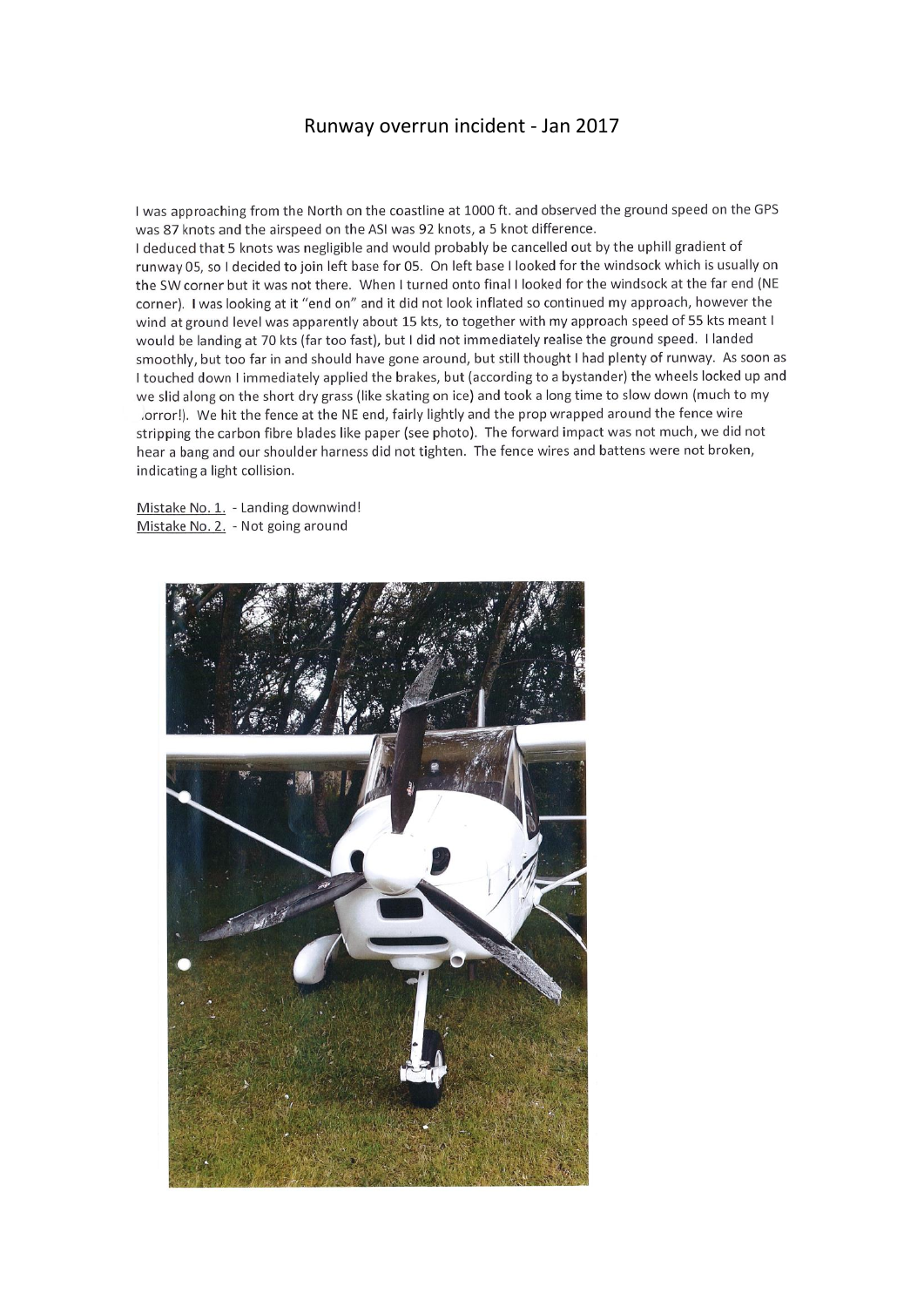# Runway overrun incident - Jan 2017

I was approaching from the North on the coastline at 1000 ft. and observed the ground speed on the GPS was 87 knots and the airspeed on the ASI was 92 knots, a 5 knot difference.

I deduced that 5 knots was negligible and would probably be cancelled out by the uphill gradient of runway 05, so I decided to join left base for 05. On left base I looked for the windsock which is usually on the SW corner but it was not there. When I turned onto final I looked for the windsock at the far end (NE corner). I was looking at it "end on" and it did not look inflated so continued my approach, however the wind at ground level was apparently about 15 kts, to together with my approach speed of 55 kts meant I would be landing at 70 kts (far too fast), but I did not immediately realise the ground speed. I landed smoothly, but too far in and should have gone around, but still thought I had plenty of runway. As soon as I touched down I immediately applied the brakes, but (according to a bystander) the wheels locked up and we slid along on the short dry grass (like skating on ice) and took a long time to slow down (much to my horror!). We hit the fence at the NE end, fairly lightly and the prop wrapped around the fence wire stripping the carbon fibre blades like paper (see photo). The forward impact was not much, we did not hear a bang and our shoulder harness did not tighten. The fence wires and battens were not broken, indicating a light collision.

<u>Mistake No. 1.</u> - Landing downwind!

<u>Mistake No. 2.</u> - Not going around